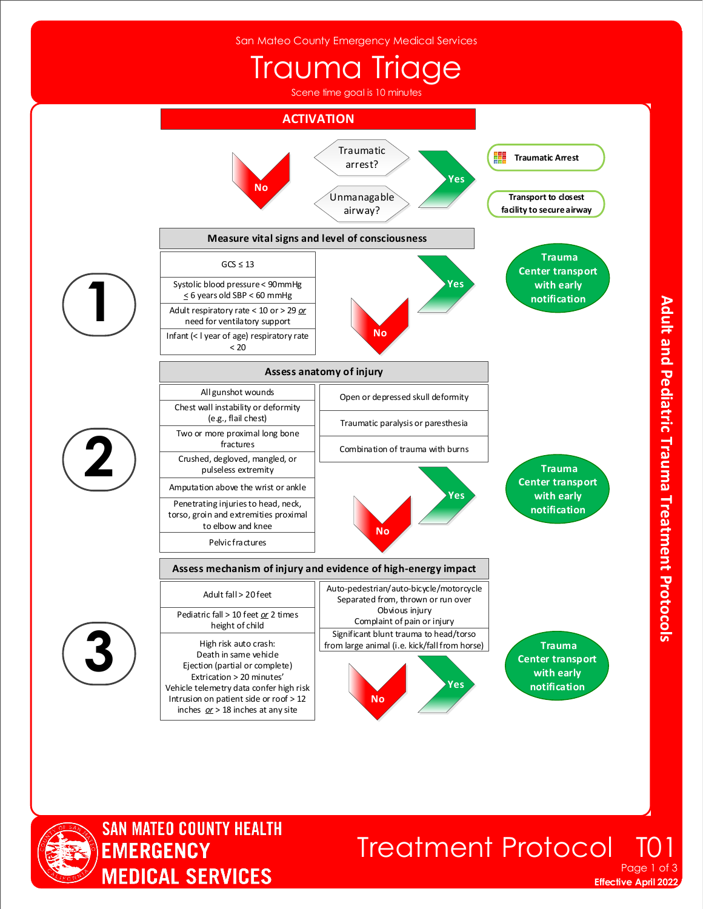San Mateo County Emergency Medical Services

# Trauma Triage

Scene time goal is 10 minutes

## ACTIVATION

Traumatic arrest? / Unmanagable airway?

- **Yes** → Traumatic Arrest; Transport to closest facility to secure airway
- **No** → continue

### 1. Measure vital signs and level of consciousness

| |
|---|
| GCS ≤ 13 |
| Systolic blood pressure < 90mmHg; ≤ 6 years old SBP < 60 mmHg |
| Adult respiratory rate < 10 or > 29 *or* need for ventilatory support |
| Infant (< l year of age) respiratory rate < 20 |

- **Yes** → Trauma Center transport with early notification
- **No** → continue

### 2. Assess anatomy of injury

| | |
|---|---|
| All gunshot wounds | Open or depressed skull deformity |
| Chest wall instability or deformity (e.g., flail chest) | Traumatic paralysis or paresthesia |
| Two or more proximal long bone fractures | Combination of trauma with burns |
| Crushed, degloved, mangled, or pulseless extremity | |
| Amputation above the wrist or ankle | |
| Penetrating injuries to head, neck, torso, groin and extremities proximal to elbow and knee | |
| Pelvic fractures | |

- **Yes** → Trauma Center transport with early notification
- **No** → continue

### 3. Assess mechanism of injury and evidence of high-energy impact

| | |
|---|---|
| Adult fall > 20 feet | Auto-pedestrian/auto-bicycle/motorcycle Separated from, thrown or run over Obvious injury Complaint of pain or injury |
| Pediatric fall > 10 feet *or* 2 times height of child | Significant blunt trauma to head/torso from large animal (i.e. kick/fall from horse) |
| High risk auto crash: Death in same vehicle Ejection (partial or complete) Extrication > 20 minutes' Vehicle telemetry data confer high risk Intrusion on patient side or roof > 12 inches *or* > 18 inches at any site | |

- **Yes** → Trauma Center transport with early notification
- **No**

Adult and Pediatric Trauma Treatment Protocols

SAN MATEO COUNTY HEALTH EMERGENCY MEDICAL SERVICES

Treatment Protocol T01

Effective April 2022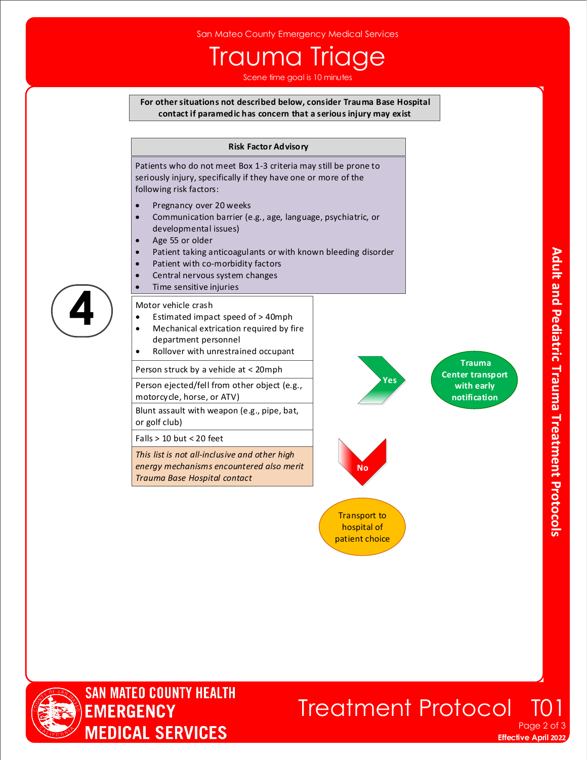San Mateo County Emergency Medical Services

# Trauma Triage

Scene time goal is 10 minutes

**For other situations not described below, consider Trauma Base Hospital contact if paramedic has concern that a serious injury may exist**

**Risk Factor Advisory**

Patients who do not meet Box 1-3 criteria may still be prone to seriously injury, specifically if they have one or more of the following risk factors:

- Pregnancy over 20 weeks
- Communication barrier (e.g., age, language, psychiatric, or developmental issues)
- Age 55 or older
- Patient taking anticoagulants or with known bleeding disorder
- Patient with co-morbidity factors
- Central nervous system changes
- Time sensitive injuries

## 4

Motor vehicle crash

- Estimated impact speed of > 40mph
- Mechanical extrication required by fire department personnel
- Rollover with unrestrained occupant

Person struck by a vehicle at < 20mph

Person ejected/fell from other object (e.g., motorcycle, horse, or ATV)

Blunt assault with weapon (e.g., pipe, bat, or golf club)

Falls > 10 but < 20 feet

*This list is not all-inclusive and other high energy mechanisms encountered also merit Trauma Base Hospital contact*

**Yes** → **Trauma Center transport with early notification**

**No** → Transport to hospital of patient choice

**Adult and Pediatric Trauma Treatment Protocols**

SAN MATEO COUNTY HEALTH EMERGENCY MEDICAL SERVICES

Treatment Protocol T01

**Effective April 2022**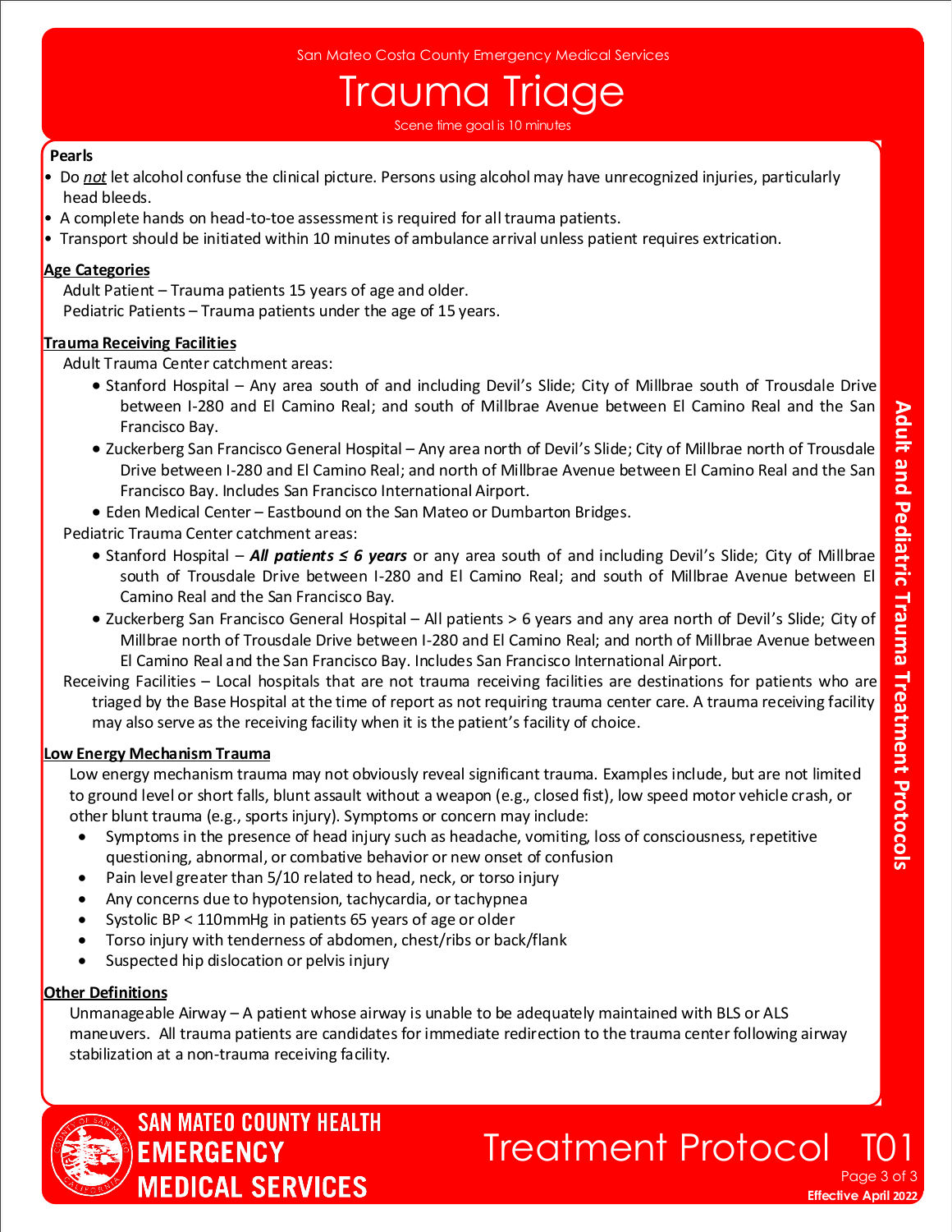San Mateo Costa County Emergency Medical Services

# Trauma Triage

Scene time goal is 10 minutes

**Pearls**

- Do *not* let alcohol confuse the clinical picture. Persons using alcohol may have unrecognized injuries, particularly head bleeds.
- A complete hands on head-to-toe assessment is required for all trauma patients.
- Transport should be initiated within 10 minutes of ambulance arrival unless patient requires extrication.

## Age Categories

Adult Patient – Trauma patients 15 years of age and older.
Pediatric Patients – Trauma patients under the age of 15 years.

## Trauma Receiving Facilities

Adult Trauma Center catchment areas:

- Stanford Hospital – Any area south of and including Devil's Slide; City of Millbrae south of Trousdale Drive between I-280 and El Camino Real; and south of Millbrae Avenue between El Camino Real and the San Francisco Bay.
- Zuckerberg San Francisco General Hospital – Any area north of Devil's Slide; City of Millbrae north of Trousdale Drive between I-280 and El Camino Real; and north of Millbrae Avenue between El Camino Real and the San Francisco Bay. Includes San Francisco International Airport.
- Eden Medical Center – Eastbound on the San Mateo or Dumbarton Bridges.

Pediatric Trauma Center catchment areas:

- Stanford Hospital – ***All patients ≤ 6 years*** or any area south of and including Devil's Slide; City of Millbrae south of Trousdale Drive between I-280 and El Camino Real; and south of Millbrae Avenue between El Camino Real and the San Francisco Bay.
- Zuckerberg San Francisco General Hospital – All patients > 6 years and any area north of Devil's Slide; City of Millbrae north of Trousdale Drive between I-280 and El Camino Real; and north of Millbrae Avenue between El Camino Real and the San Francisco Bay. Includes San Francisco International Airport.

Receiving Facilities – Local hospitals that are not trauma receiving facilities are destinations for patients who are triaged by the Base Hospital at the time of report as not requiring trauma center care. A trauma receiving facility may also serve as the receiving facility when it is the patient's facility of choice.

## Low Energy Mechanism Trauma

Low energy mechanism trauma may not obviously reveal significant trauma. Examples include, but are not limited to ground level or short falls, blunt assault without a weapon (e.g., closed fist), low speed motor vehicle crash, or other blunt trauma (e.g., sports injury). Symptoms or concern may include:

- Symptoms in the presence of head injury such as headache, vomiting, loss of consciousness, repetitive questioning, abnormal, or combative behavior or new onset of confusion
- Pain level greater than 5/10 related to head, neck, or torso injury
- Any concerns due to hypotension, tachycardia, or tachypnea
- Systolic BP < 110mmHg in patients 65 years of age or older
- Torso injury with tenderness of abdomen, chest/ribs or back/flank
- Suspected hip dislocation or pelvis injury

## Other Definitions

Unmanageable Airway – A patient whose airway is unable to be adequately maintained with BLS or ALS maneuvers. All trauma patients are candidates for immediate redirection to the trauma center following airway stabilization at a non-trauma receiving facility.